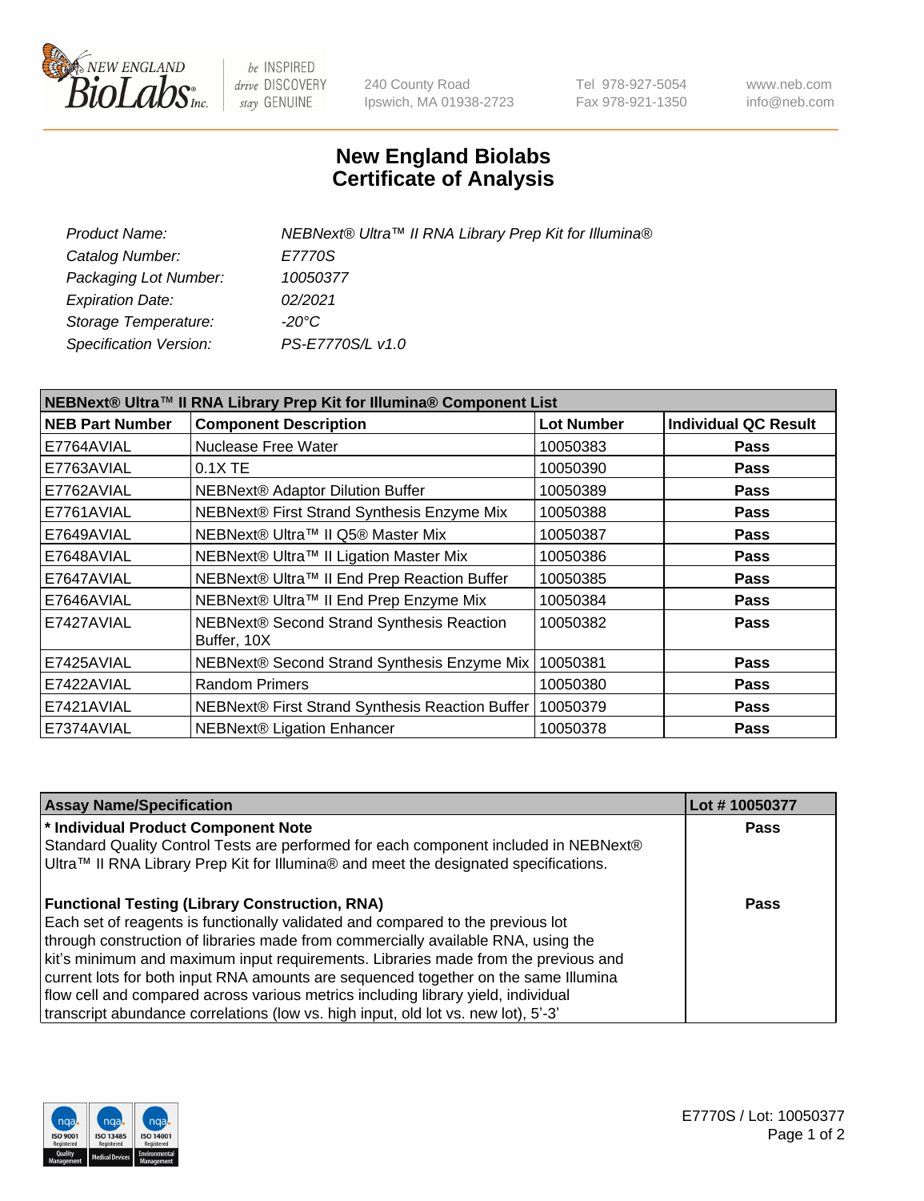New England Biolabs Inc. — be INSPIRED drive DISCOVERY stay GENUINE

240 County Road
Ipswich, MA 01938-2723

Tel 978-927-5054
Fax 978-921-1350

www.neb.com
info@neb.com

# New England Biolabs
# Certificate of Analysis

| | |
|---|---|
| *Product Name:* | *NEBNext® Ultra™ II RNA Library Prep Kit for Illumina®* |
| *Catalog Number:* | *E7770S* |
| *Packaging Lot Number:* | *10050377* |
| *Expiration Date:* | *02/2021* |
| *Storage Temperature:* | *-20°C* |
| *Specification Version:* | *PS-E7770S/L v1.0* |

**NEBNext® Ultra™ II RNA Library Prep Kit for Illumina® Component List**

| NEB Part Number | Component Description | Lot Number | Individual QC Result |
|---|---|---|---|
| E7764AVIAL | Nuclease Free Water | 10050383 | **Pass** |
| E7763AVIAL | 0.1X TE | 10050390 | **Pass** |
| E7762AVIAL | NEBNext® Adaptor Dilution Buffer | 10050389 | **Pass** |
| E7761AVIAL | NEBNext® First Strand Synthesis Enzyme Mix | 10050388 | **Pass** |
| E7649AVIAL | NEBNext® Ultra™ II Q5® Master Mix | 10050387 | **Pass** |
| E7648AVIAL | NEBNext® Ultra™ II Ligation Master Mix | 10050386 | **Pass** |
| E7647AVIAL | NEBNext® Ultra™ II End Prep Reaction Buffer | 10050385 | **Pass** |
| E7646AVIAL | NEBNext® Ultra™ II End Prep Enzyme Mix | 10050384 | **Pass** |
| E7427AVIAL | NEBNext® Second Strand Synthesis Reaction Buffer, 10X | 10050382 | **Pass** |
| E7425AVIAL | NEBNext® Second Strand Synthesis Enzyme Mix | 10050381 | **Pass** |
| E7422AVIAL | Random Primers | 10050380 | **Pass** |
| E7421AVIAL | NEBNext® First Strand Synthesis Reaction Buffer | 10050379 | **Pass** |
| E7374AVIAL | NEBNext® Ligation Enhancer | 10050378 | **Pass** |

| Assay Name/Specification | Lot # 10050377 |
|---|---|
| **\* Individual Product Component Note**<br>Standard Quality Control Tests are performed for each component included in NEBNext® Ultra™ II RNA Library Prep Kit for Illumina® and meet the designated specifications. | **Pass** |
| **Functional Testing (Library Construction, RNA)**<br>Each set of reagents is functionally validated and compared to the previous lot through construction of libraries made from commercially available RNA, using the kit's minimum and maximum input requirements. Libraries made from the previous and current lots for both input RNA amounts are sequenced together on the same Illumina flow cell and compared across various metrics including library yield, individual transcript abundance correlations (low vs. high input, old lot vs. new lot), 5'-3' | **Pass** |

E7770S / Lot: 10050377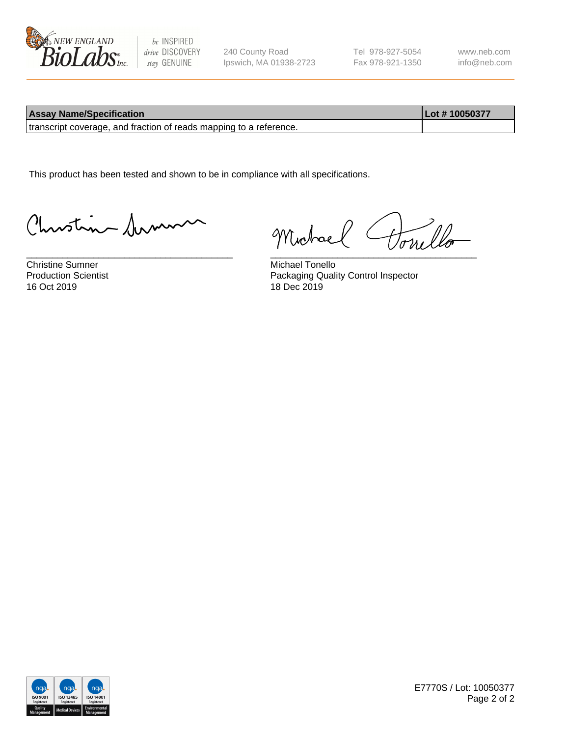| Assay Name/Specification | Lot # 10050377 |
|---|---|
| transcript coverage, and fraction of reads mapping to a reference. | |

This product has been tested and shown to be in compliance with all specifications.

Christine Sumner
Production Scientist
16 Oct 2019

Michael Tonello
Packaging Quality Control Inspector
18 Dec 2019

E7770S / Lot: 10050377